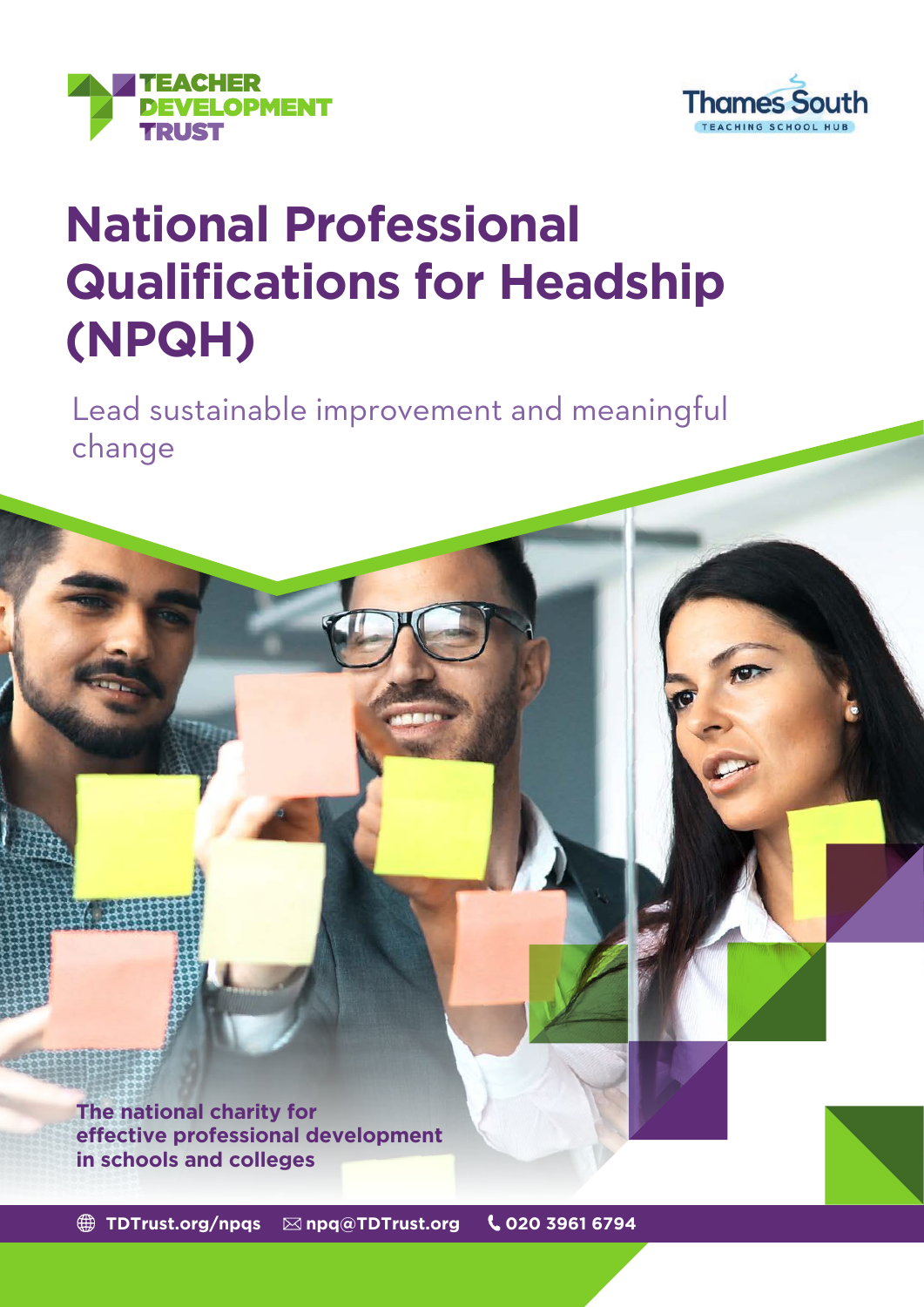TEACHER DEVELOPMENT TRUST

Thames South TEACHING SCHOOL HUB

# National Professional Qualifications for Headship (NPQH)

Lead sustainable improvement and meaningful change

**The national charity for effective professional development in schools and colleges**

TDTrust.org/npqs npq@TDTrust.org 020 3961 6794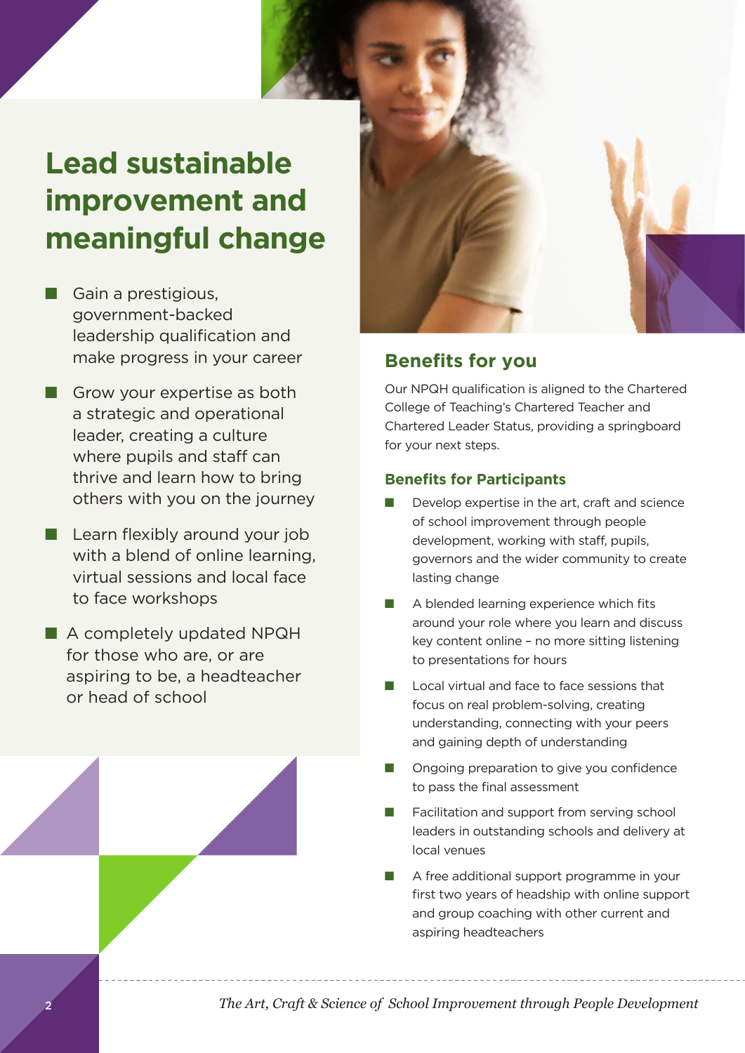# Lead sustainable improvement and meaningful change

- Gain a prestigious, government-backed leadership qualification and make progress in your career
- Grow your expertise as both a strategic and operational leader, creating a culture where pupils and staff can thrive and learn how to bring others with you on the journey
- Learn flexibly around your job with a blend of online learning, virtual sessions and local face to face workshops
- A completely updated NPQH for those who are, or are aspiring to be, a headteacher or head of school

## Benefits for you

Our NPQH qualification is aligned to the Chartered College of Teaching's Chartered Teacher and Chartered Leader Status, providing a springboard for your next steps.

### Benefits for Participants

- Develop expertise in the art, craft and science of school improvement through people development, working with staff, pupils, governors and the wider community to create lasting change
- A blended learning experience which fits around your role where you learn and discuss key content online – no more sitting listening to presentations for hours
- Local virtual and face to face sessions that focus on real problem-solving, creating understanding, connecting with your peers and gaining depth of understanding
- Ongoing preparation to give you confidence to pass the final assessment
- Facilitation and support from serving school leaders in outstanding schools and delivery at local venues
- A free additional support programme in your first two years of headship with online support and group coaching with other current and aspiring headteachers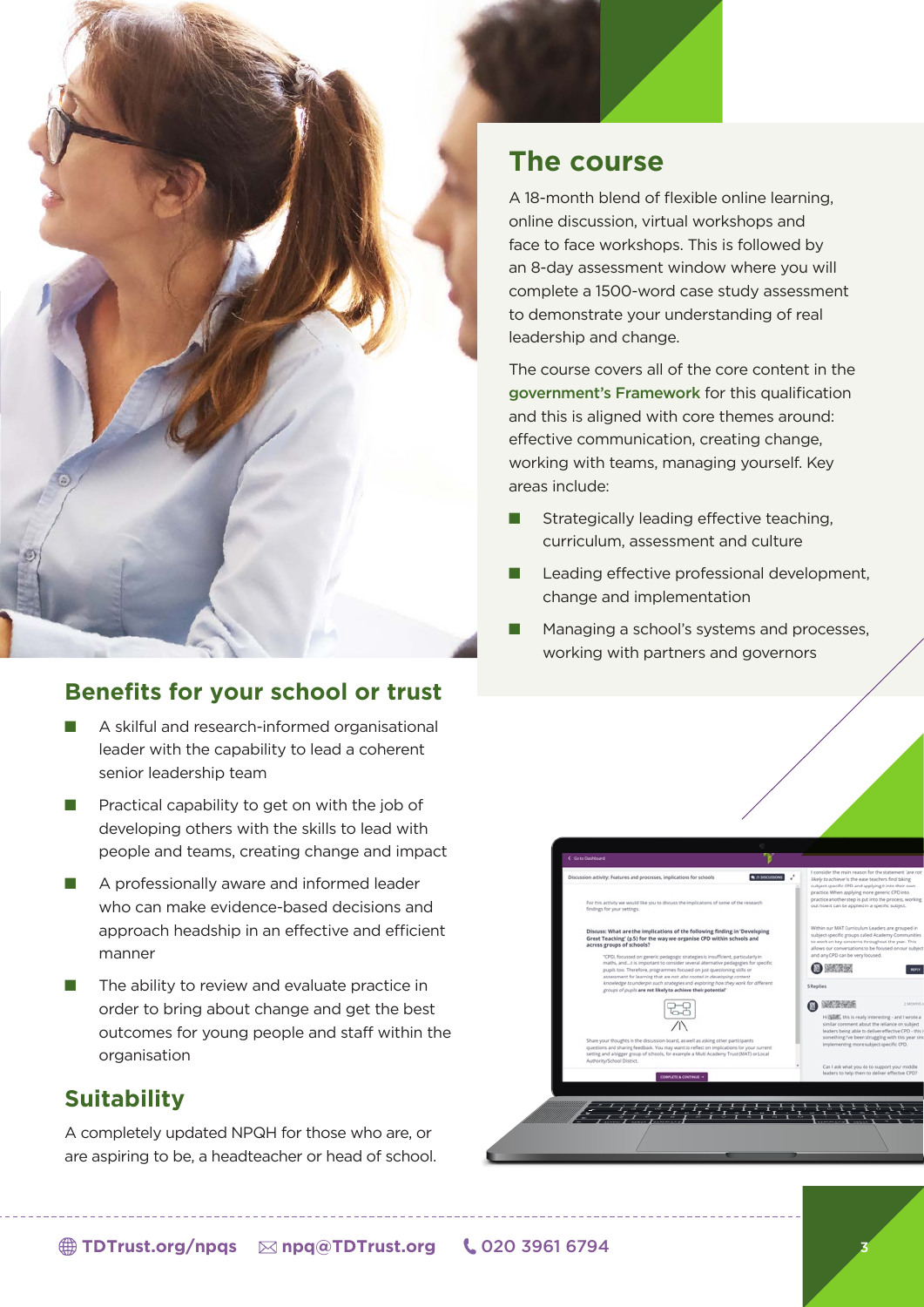## The course

A 18-month blend of flexible online learning, online discussion, virtual workshops and face to face workshops. This is followed by an 8-day assessment window where you will complete a 1500-word case study assessment to demonstrate your understanding of real leadership and change.

The course covers all of the core content in the government's Framework for this qualification and this is aligned with core themes around: effective communication, creating change, working with teams, managing yourself. Key areas include:

- Strategically leading effective teaching, curriculum, assessment and culture
- Leading effective professional development, change and implementation
- Managing a school's systems and processes, working with partners and governors

## Benefits for your school or trust

- A skilful and research-informed organisational leader with the capability to lead a coherent senior leadership team
- Practical capability to get on with the job of developing others with the skills to lead with people and teams, creating change and impact
- A professionally aware and informed leader who can make evidence-based decisions and approach headship in an effective and efficient manner
- The ability to review and evaluate practice in order to bring about change and get the best outcomes for young people and staff within the organisation

## Suitability

A completely updated NPQH for those who are, or are aspiring to be, a headteacher or head of school.

TDTrust.org/npqs npq@TDTrust.org 020 3961 6794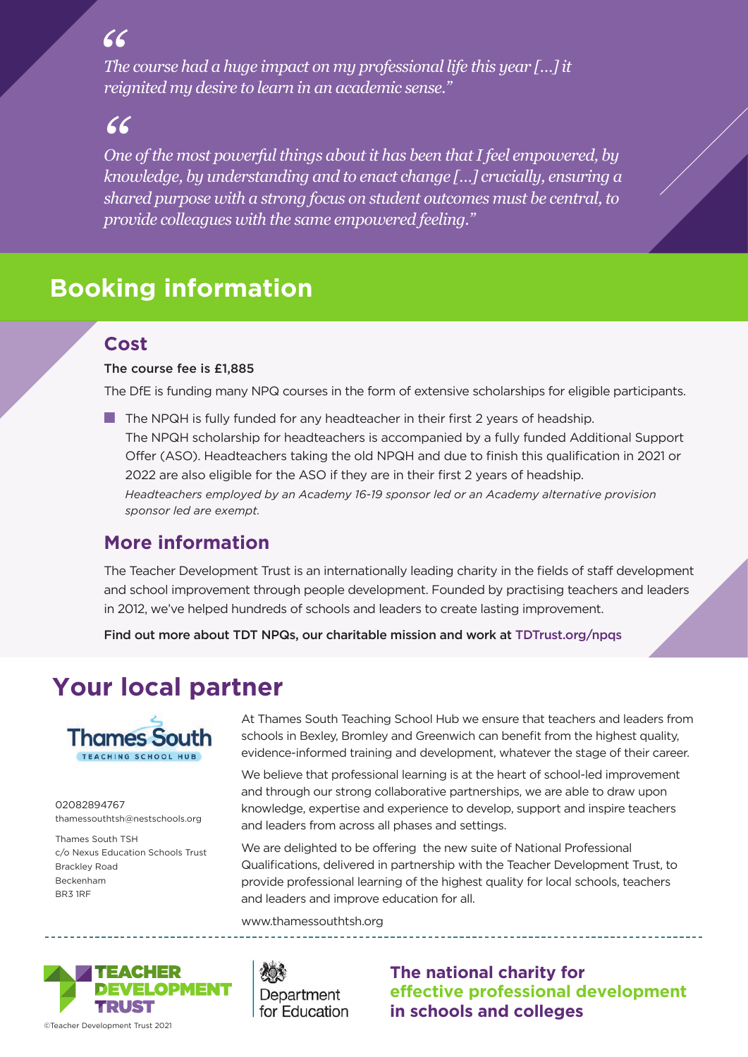*"The course had a huge impact on my professional life this year […] it reignited my desire to learn in an academic sense."*

*"One of the most powerful things about it has been that I feel empowered, by knowledge, by understanding and to enact change […] crucially, ensuring a shared purpose with a strong focus on student outcomes must be central, to provide colleagues with the same empowered feeling."*

## Booking information

### Cost

**The course fee is £1,885**

The DfE is funding many NPQ courses in the form of extensive scholarships for eligible participants.

- The NPQH is fully funded for any headteacher in their first 2 years of headship. The NPQH scholarship for headteachers is accompanied by a fully funded Additional Support Offer (ASO). Headteachers taking the old NPQH and due to finish this qualification in 2021 or 2022 are also eligible for the ASO if they are in their first 2 years of headship.
  *Headteachers employed by an Academy 16-19 sponsor led or an Academy alternative provision sponsor led are exempt.*

### More information

The Teacher Development Trust is an internationally leading charity in the fields of staff development and school improvement through people development. Founded by practising teachers and leaders in 2012, we've helped hundreds of schools and leaders to create lasting improvement.

**Find out more about TDT NPQs, our charitable mission and work at TDTrust.org/npqs**

## Your local partner

Thames South
TEACHING SCHOOL HUB

02082894767
thamessouthtsh@nestschools.org

Thames South TSH
c/o Nexus Education Schools Trust
Brackley Road
Beckenham
BR3 1RF

At Thames South Teaching School Hub we ensure that teachers and leaders from schools in Bexley, Bromley and Greenwich can benefit from the highest quality, evidence-informed training and development, whatever the stage of their career.

We believe that professional learning is at the heart of school-led improvement and through our strong collaborative partnerships, we are able to draw upon knowledge, expertise and experience to develop, support and inspire teachers and leaders from across all phases and settings.

We are delighted to be offering the new suite of National Professional Qualifications, delivered in partnership with the Teacher Development Trust, to provide professional learning of the highest quality for local schools, teachers and leaders and improve education for all.

www.thamessouthtsh.org

TEACHER DEVELOPMENT TRUST

Department for Education

**The national charity for effective professional development in schools and colleges**

©Teacher Development Trust 2021